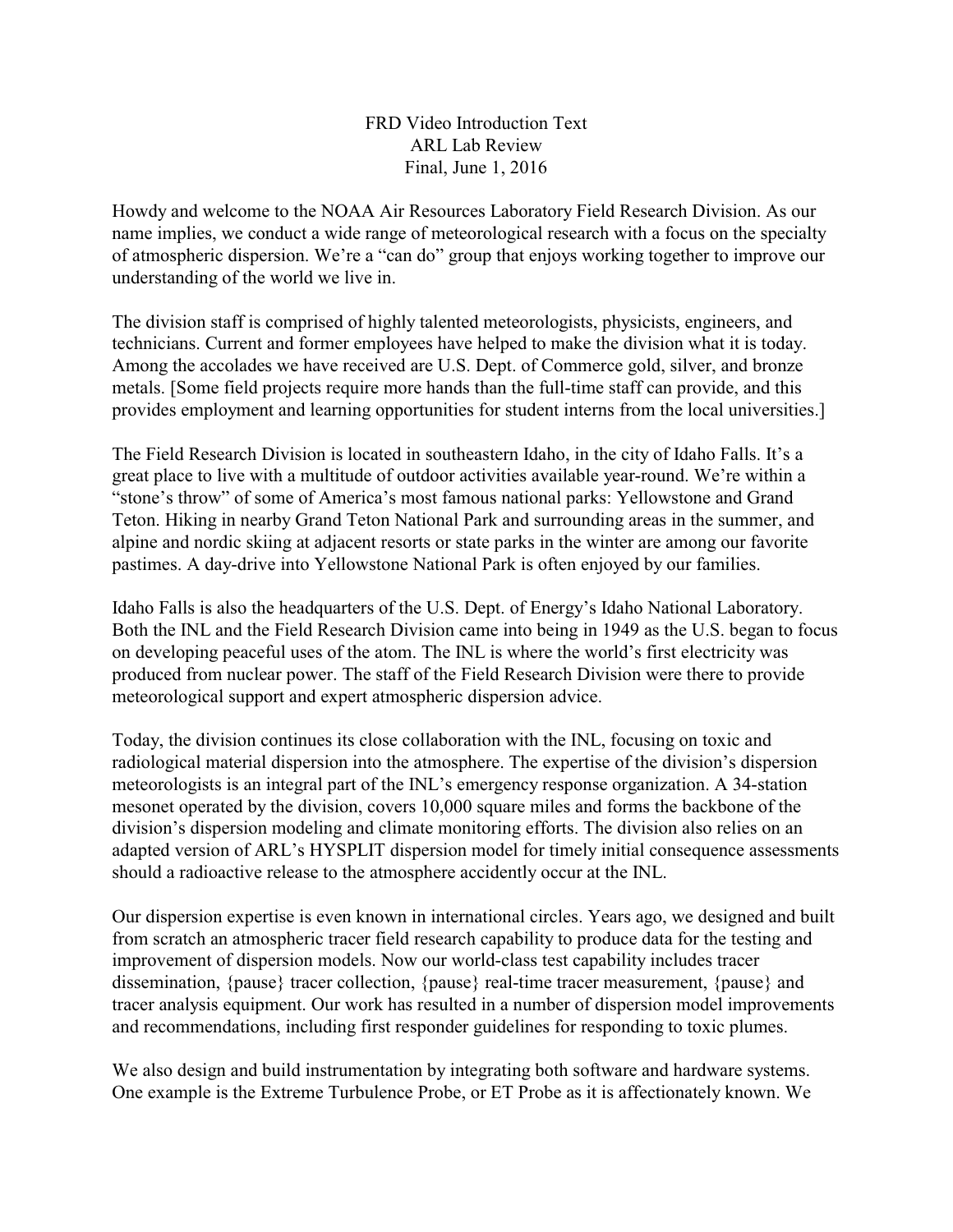FRD Video Introduction Text
ARL Lab Review
Final, June 1, 2016

Howdy and welcome to the NOAA Air Resources Laboratory Field Research Division. As our name implies, we conduct a wide range of meteorological research with a focus on the specialty of atmospheric dispersion. We're a "can do" group that enjoys working together to improve our understanding of the world we live in.

The division staff is comprised of highly talented meteorologists, physicists, engineers, and technicians. Current and former employees have helped to make the division what it is today. Among the accolades we have received are U.S. Dept. of Commerce gold, silver, and bronze metals. [Some field projects require more hands than the full-time staff can provide, and this provides employment and learning opportunities for student interns from the local universities.]

The Field Research Division is located in southeastern Idaho, in the city of Idaho Falls. It's a great place to live with a multitude of outdoor activities available year-round. We're within a "stone's throw" of some of America's most famous national parks: Yellowstone and Grand Teton. Hiking in nearby Grand Teton National Park and surrounding areas in the summer, and alpine and nordic skiing at adjacent resorts or state parks in the winter are among our favorite pastimes. A day-drive into Yellowstone National Park is often enjoyed by our families.

Idaho Falls is also the headquarters of the U.S. Dept. of Energy's Idaho National Laboratory. Both the INL and the Field Research Division came into being in 1949 as the U.S. began to focus on developing peaceful uses of the atom. The INL is where the world's first electricity was produced from nuclear power. The staff of the Field Research Division were there to provide meteorological support and expert atmospheric dispersion advice.

Today, the division continues its close collaboration with the INL, focusing on toxic and radiological material dispersion into the atmosphere. The expertise of the division's dispersion meteorologists is an integral part of the INL's emergency response organization. A 34-station mesonet operated by the division, covers 10,000 square miles and forms the backbone of the division's dispersion modeling and climate monitoring efforts. The division also relies on an adapted version of ARL's HYSPLIT dispersion model for timely initial consequence assessments should a radioactive release to the atmosphere accidently occur at the INL.

Our dispersion expertise is even known in international circles. Years ago, we designed and built from scratch an atmospheric tracer field research capability to produce data for the testing and improvement of dispersion models. Now our world-class test capability includes tracer dissemination, {pause} tracer collection, {pause} real-time tracer measurement, {pause} and tracer analysis equipment. Our work has resulted in a number of dispersion model improvements and recommendations, including first responder guidelines for responding to toxic plumes.

We also design and build instrumentation by integrating both software and hardware systems. One example is the Extreme Turbulence Probe, or ET Probe as it is affectionately known. We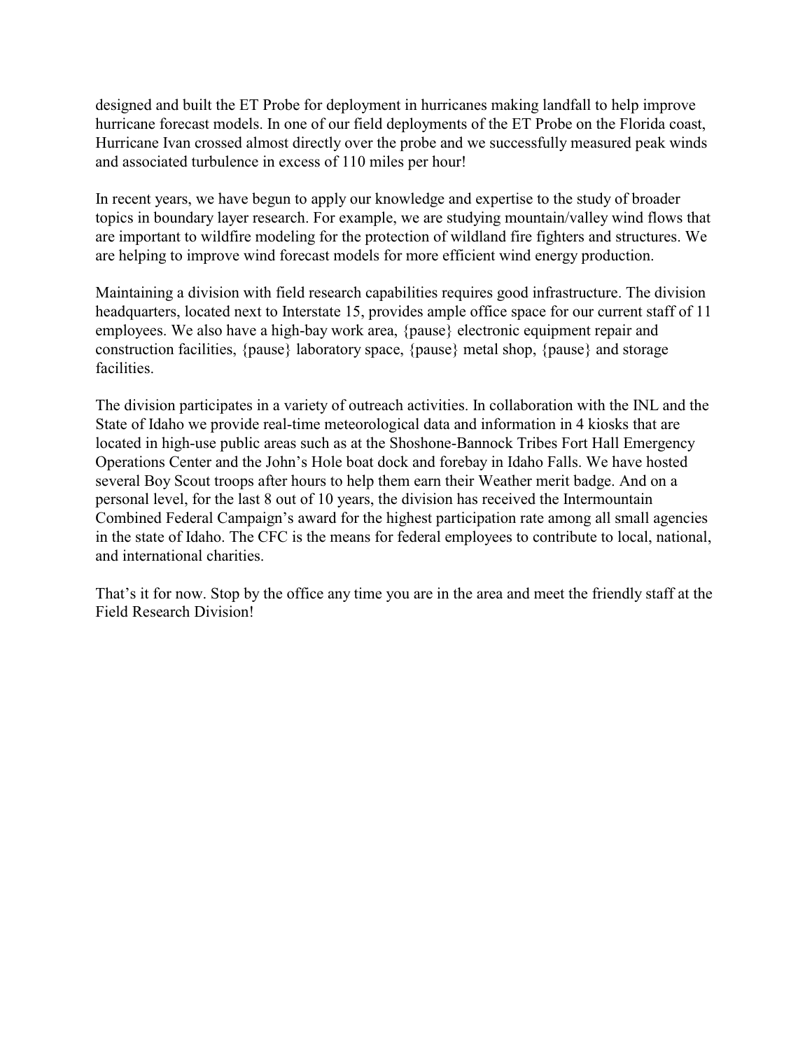designed and built the ET Probe for deployment in hurricanes making landfall to help improve hurricane forecast models. In one of our field deployments of the ET Probe on the Florida coast, Hurricane Ivan crossed almost directly over the probe and we successfully measured peak winds and associated turbulence in excess of 110 miles per hour!

In recent years, we have begun to apply our knowledge and expertise to the study of broader topics in boundary layer research. For example, we are studying mountain/valley wind flows that are important to wildfire modeling for the protection of wildland fire fighters and structures. We are helping to improve wind forecast models for more efficient wind energy production.

Maintaining a division with field research capabilities requires good infrastructure. The division headquarters, located next to Interstate 15, provides ample office space for our current staff of 11 employees. We also have a high-bay work area, {pause} electronic equipment repair and construction facilities, {pause} laboratory space, {pause} metal shop, {pause} and storage facilities.

The division participates in a variety of outreach activities. In collaboration with the INL and the State of Idaho we provide real-time meteorological data and information in 4 kiosks that are located in high-use public areas such as at the Shoshone-Bannock Tribes Fort Hall Emergency Operations Center and the John's Hole boat dock and forebay in Idaho Falls. We have hosted several Boy Scout troops after hours to help them earn their Weather merit badge. And on a personal level, for the last 8 out of 10 years, the division has received the Intermountain Combined Federal Campaign's award for the highest participation rate among all small agencies in the state of Idaho. The CFC is the means for federal employees to contribute to local, national, and international charities.

That's it for now. Stop by the office any time you are in the area and meet the friendly staff at the Field Research Division!